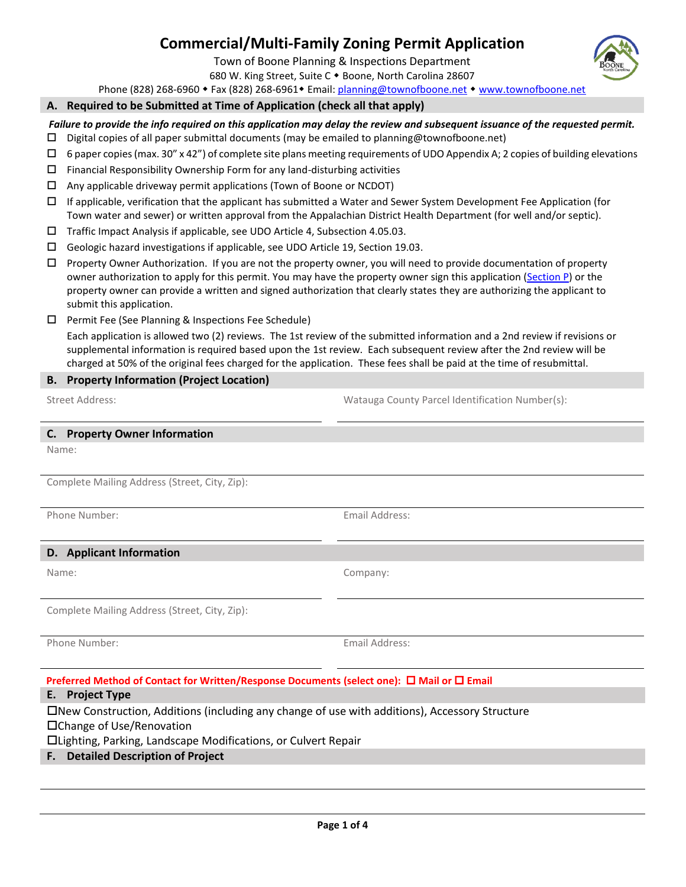# Commercial/Multi-Family Zoning Permit Application

Town of Boone Planning & Inspections Department
680 W. King Street, Suite C ◆ Boone, North Carolina 28607
Phone (828) 268-6960 ◆ Fax (828) 268-6961◆ Email: planning@townofboone.net ◆ www.townofboone.net

## A. Required to be Submitted at Time of Application (check all that apply)

***Failure to provide the info required on this application may delay the review and subsequent issuance of the requested permit.***

- ☐ Digital copies of all paper submittal documents (may be emailed to planning@townofboone.net)
- ☐ 6 paper copies (max. 30" x 42") of complete site plans meeting requirements of UDO Appendix A; 2 copies of building elevations
- ☐ Financial Responsibility Ownership Form for any land-disturbing activities
- ☐ Any applicable driveway permit applications (Town of Boone or NCDOT)
- ☐ If applicable, verification that the applicant has submitted a Water and Sewer System Development Fee Application (for Town water and sewer) or written approval from the Appalachian District Health Department (for well and/or septic).
- ☐ Traffic Impact Analysis if applicable, see UDO Article 4, Subsection 4.05.03.
- ☐ Geologic hazard investigations if applicable, see UDO Article 19, Section 19.03.
- ☐ Property Owner Authorization. If you are not the property owner, you will need to provide documentation of property owner authorization to apply for this permit. You may have the property owner sign this application (Section P) or the property owner can provide a written and signed authorization that clearly states they are authorizing the applicant to submit this application.
- ☐ Permit Fee (See Planning & Inspections Fee Schedule)

  Each application is allowed two (2) reviews. The 1st review of the submitted information and a 2nd review if revisions or supplemental information is required based upon the 1st review. Each subsequent review after the 2nd review will be charged at 50% of the original fees charged for the application. These fees shall be paid at the time of resubmittal.

## B. Property Information (Project Location)

Street Address: ______________________ Watauga County Parcel Identification Number(s): ______________________

## C. Property Owner Information

Name: ______________________

Complete Mailing Address (Street, City, Zip): ______________________

Phone Number: ______________________ Email Address: ______________________

## D. Applicant Information

Name: ______________________ Company: ______________________

Complete Mailing Address (Street, City, Zip): ______________________

Phone Number: ______________________ Email Address: ______________________

**Preferred Method of Contact for Written/Response Documents (select one): ☐ Mail or ☐ Email**

## E. Project Type

☐New Construction, Additions (including any change of use with additions), Accessory Structure
☐Change of Use/Renovation
☐Lighting, Parking, Landscape Modifications, or Culvert Repair

## F. Detailed Description of Project

______________________

______________________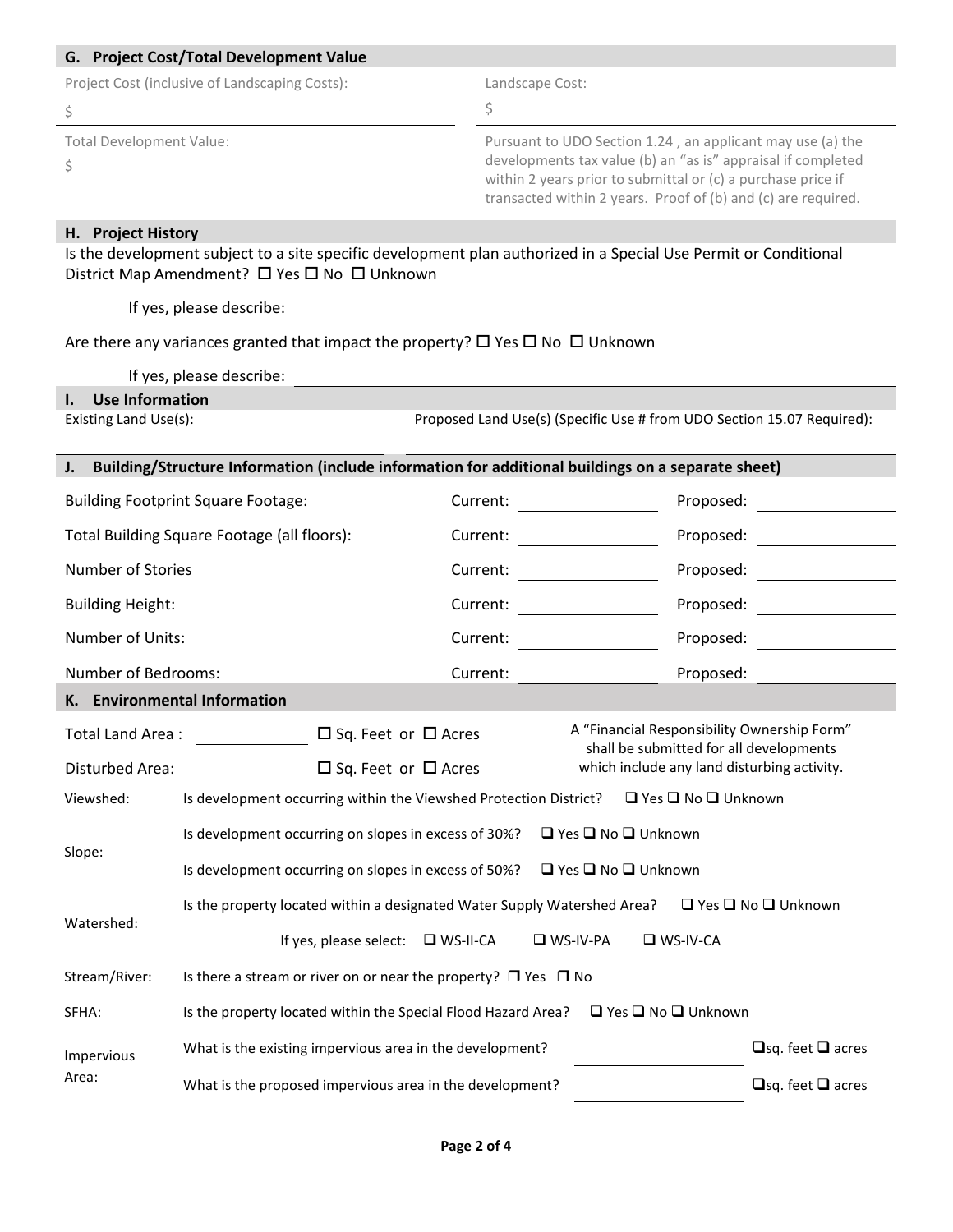## G. Project Cost/Total Development Value

Project Cost (inclusive of Landscaping Costs):

$

Landscape Cost:

$

Total Development Value:

$

Pursuant to UDO Section 1.24 , an applicant may use (a) the developments tax value (b) an "as is" appraisal if completed within 2 years prior to submittal or (c) a purchase price if transacted within 2 years. Proof of (b) and (c) are required.

## H. Project History

Is the development subject to a site specific development plan authorized in a Special Use Permit or Conditional District Map Amendment? ☐ Yes ☐ No ☐ Unknown

If yes, please describe: ______________________________

Are there any variances granted that impact the property? ☐ Yes ☐ No ☐ Unknown

If yes, please describe: ______________________________

## I. Use Information

Existing Land Use(s):

Proposed Land Use(s) (Specific Use # from UDO Section 15.07 Required):

## J. Building/Structure Information (include information for additional buildings on a separate sheet)

| | Current: | Proposed: |
|---|---|---|
| Building Footprint Square Footage: | | |
| Total Building Square Footage (all floors): | | |
| Number of Stories | | |
| Building Height: | | |
| Number of Units: | | |
| Number of Bedrooms: | | |

## K. Environmental Information

Total Land Area : __________ ☐ Sq. Feet or ☐ Acres

Disturbed Area: __________ ☐ Sq. Feet or ☐ Acres

A "Financial Responsibility Ownership Form" shall be submitted for all developments which include any land disturbing activity.

**Viewshed:** Is development occurring within the Viewshed Protection District? ☐ Yes ☐ No ☐ Unknown

**Slope:**
- Is development occurring on slopes in excess of 30%? ☐ Yes ☐ No ☐ Unknown
- Is development occurring on slopes in excess of 50%? ☐ Yes ☐ No ☐ Unknown

**Watershed:** Is the property located within a designated Water Supply Watershed Area? ☐ Yes ☐ No ☐ Unknown

If yes, please select: ☐ WS-II-CA ☐ WS-IV-PA ☐ WS-IV-CA

**Stream/River:** Is there a stream or river on or near the property? ☐ Yes ☐ No

**SFHA:** Is the property located within the Special Flood Hazard Area? ☐ Yes ☐ No ☐ Unknown

**Impervious Area:**
- What is the existing impervious area in the development? __________ ☐sq. feet ☐ acres
- What is the proposed impervious area in the development? __________ ☐sq. feet ☐ acres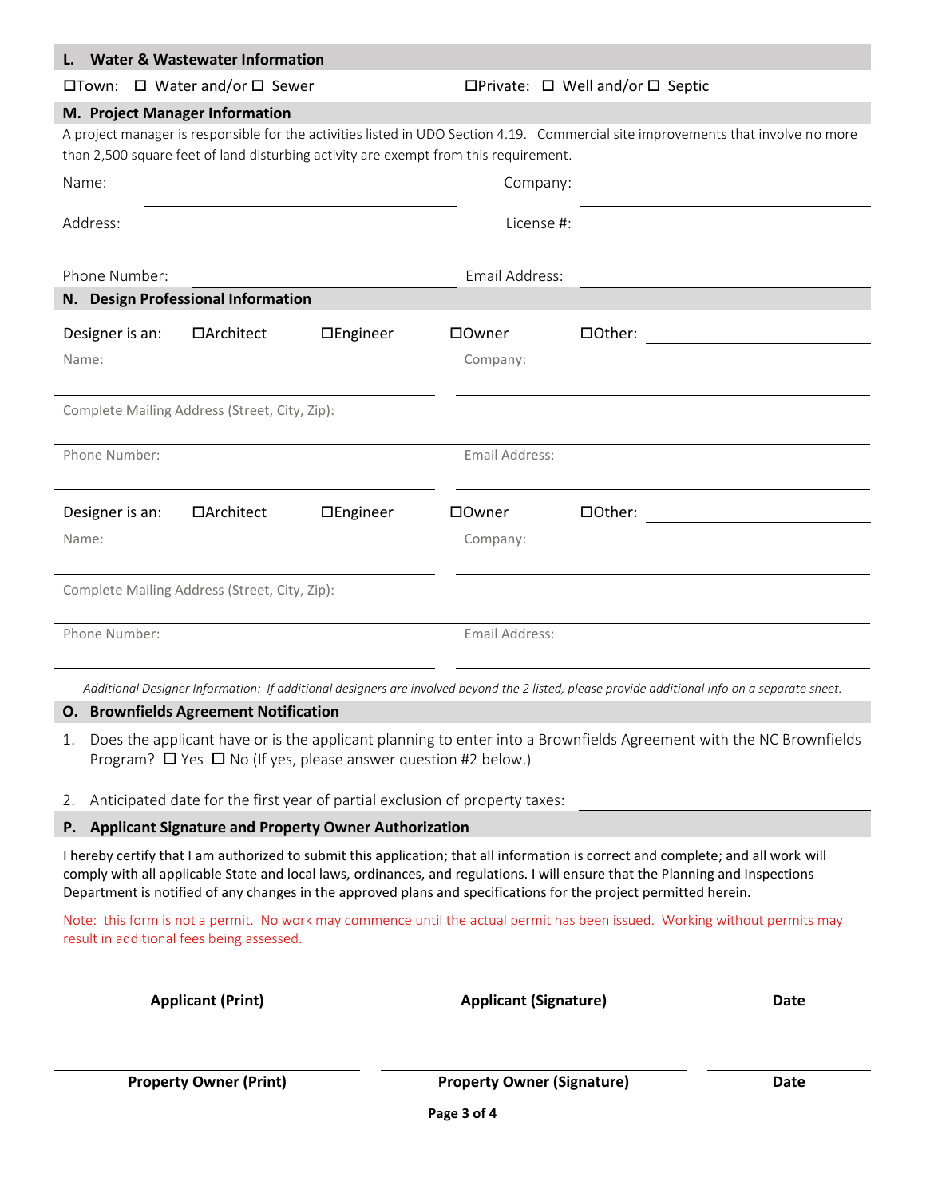## L. Water & Wastewater Information

☐Town: ☐ Water and/or ☐ Sewer ☐Private: ☐ Well and/or ☐ Septic

## M. Project Manager Information

A project manager is responsible for the activities listed in UDO Section 4.19. Commercial site improvements that involve no more than 2,500 square feet of land disturbing activity are exempt from this requirement.

Name: ______________________ Company: ______________________

Address: ______________________ License #: ______________________

Phone Number: ______________________ Email Address: ______________________

## N. Design Professional Information

Designer is an: ☐Architect ☐Engineer ☐Owner ☐Other: ______________

Name: ______________________ Company: ______________________

Complete Mailing Address (Street, City, Zip): ______________________

Phone Number: ______________________ Email Address: ______________________

Designer is an: ☐Architect ☐Engineer ☐Owner ☐Other: ______________

Name: ______________________ Company: ______________________

Complete Mailing Address (Street, City, Zip): ______________________

Phone Number: ______________________ Email Address: ______________________

*Additional Designer Information: If additional designers are involved beyond the 2 listed, please provide additional info on a separate sheet.*

## O. Brownfields Agreement Notification

1. Does the applicant have or is the applicant planning to enter into a Brownfields Agreement with the NC Brownfields Program? ☐ Yes ☐ No (If yes, please answer question #2 below.)

2. Anticipated date for the first year of partial exclusion of property taxes: ______________________

## P. Applicant Signature and Property Owner Authorization

I hereby certify that I am authorized to submit this application; that all information is correct and complete; and all work will comply with all applicable State and local laws, ordinances, and regulations. I will ensure that the Planning and Inspections Department is notified of any changes in the approved plans and specifications for the project permitted herein.

Note: this form is not a permit. No work may commence until the actual permit has been issued. Working without permits may result in additional fees being assessed.

| **Applicant (Print)** | **Applicant (Signature)** | **Date** |
|---|---|---|
| | | |
| **Property Owner (Print)** | **Property Owner (Signature)** | **Date** |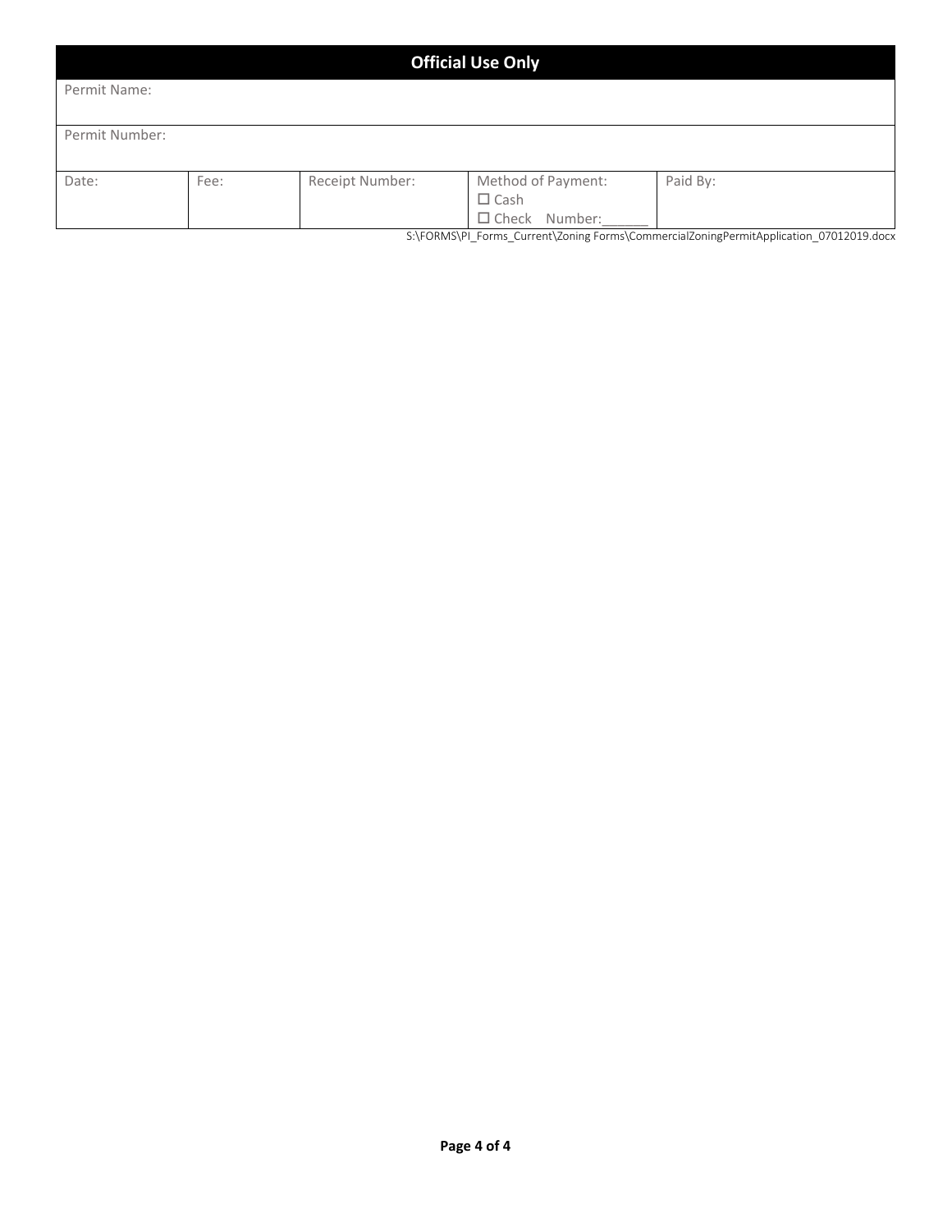| Official Use Only | | | | |
|---|---|---|---|---|
| Permit Name: | | | | |
| Permit Number: | | | | |
| Date: | Fee: | Receipt Number: | Method of Payment:<br>☐ Cash<br>☐ Check Number:______ | Paid By: |

S:\FORMS\PI_Forms_Current\Zoning Forms\CommercialZoningPermitApplication_07012019.docx